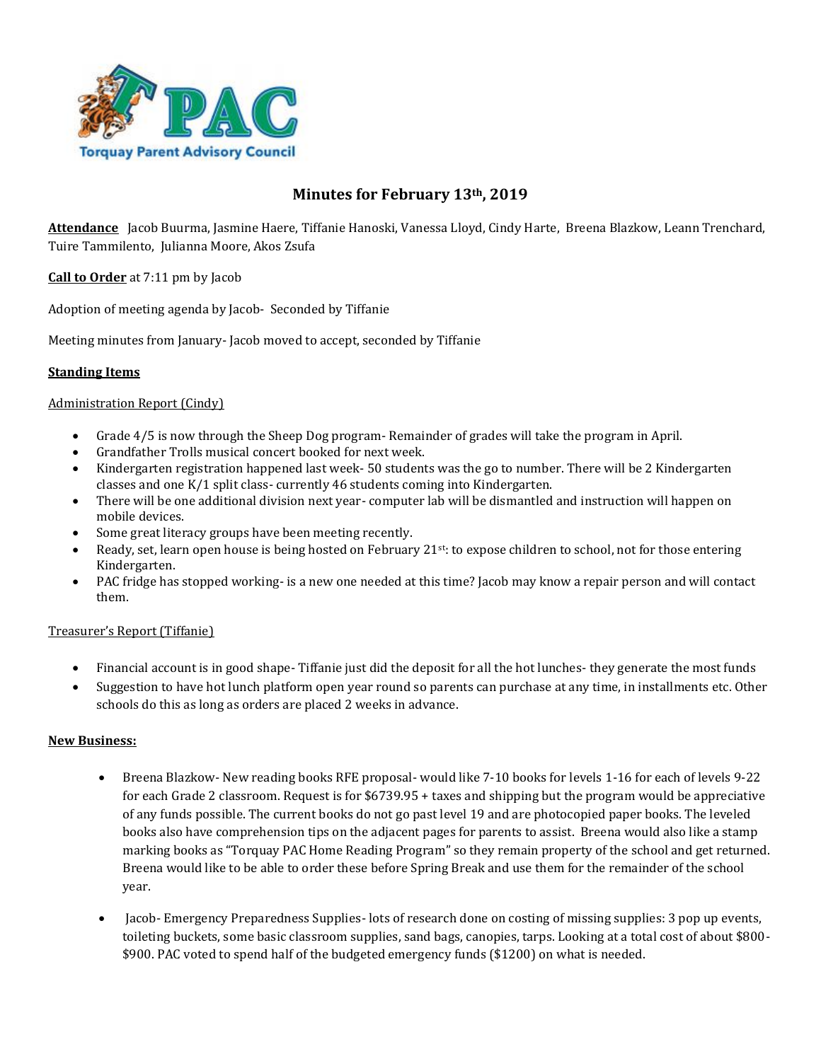# Minutes for February 13th, 2019

**Attendance** Jacob Buurma, Jasmine Haere, Tiffanie Hanoski, Vanessa Lloyd, Cindy Harte, Breena Blazkow, Leann Trenchard, Tuire Tammilento, Julianna Moore, Akos Zsufa

**Call to Order** at 7:11 pm by Jacob

Adoption of meeting agenda by Jacob- Seconded by Tiffanie

Meeting minutes from January- Jacob moved to accept, seconded by Tiffanie

## Standing Items

Administration Report (Cindy)

- Grade 4/5 is now through the Sheep Dog program- Remainder of grades will take the program in April.
- Grandfather Trolls musical concert booked for next week.
- Kindergarten registration happened last week- 50 students was the go to number. There will be 2 Kindergarten classes and one K/1 split class- currently 46 students coming into Kindergarten.
- There will be one additional division next year- computer lab will be dismantled and instruction will happen on mobile devices.
- Some great literacy groups have been meeting recently.
- Ready, set, learn open house is being hosted on February 21st: to expose children to school, not for those entering Kindergarten.
- PAC fridge has stopped working- is a new one needed at this time? Jacob may know a repair person and will contact them.

Treasurer's Report (Tiffanie)

- Financial account is in good shape- Tiffanie just did the deposit for all the hot lunches- they generate the most funds
- Suggestion to have hot lunch platform open year round so parents can purchase at any time, in installments etc. Other schools do this as long as orders are placed 2 weeks in advance.

## New Business:

- Breena Blazkow- New reading books RFE proposal- would like 7-10 books for levels 1-16 for each of levels 9-22 for each Grade 2 classroom. Request is for $6739.95 + taxes and shipping but the program would be appreciative of any funds possible. The current books do not go past level 19 and are photocopied paper books. The leveled books also have comprehension tips on the adjacent pages for parents to assist. Breena would also like a stamp marking books as "Torquay PAC Home Reading Program" so they remain property of the school and get returned. Breena would like to be able to order these before Spring Break and use them for the remainder of the school year.

- Jacob- Emergency Preparedness Supplies- lots of research done on costing of missing supplies: 3 pop up events, toileting buckets, some basic classroom supplies, sand bags, canopies, tarps. Looking at a total cost of about $800-$900. PAC voted to spend half of the budgeted emergency funds ($1200) on what is needed.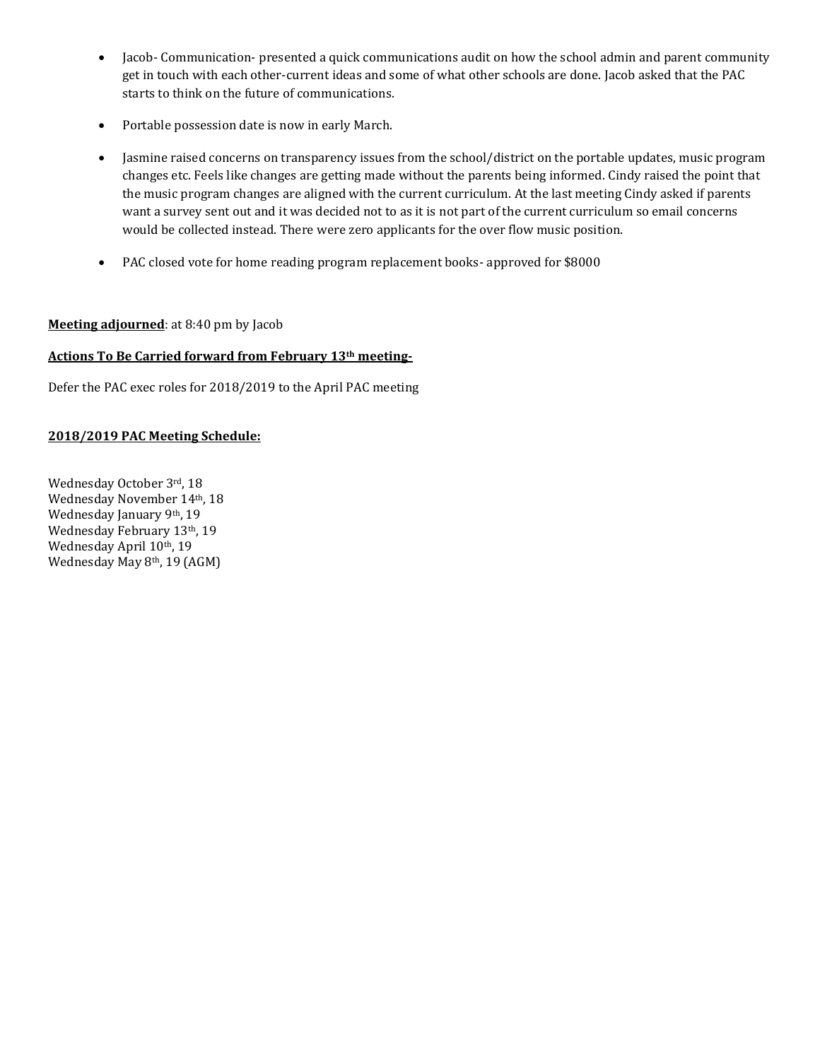- Jacob- Communication- presented a quick communications audit on how the school admin and parent community get in touch with each other-current ideas and some of what other schools are done. Jacob asked that the PAC starts to think on the future of communications.

- Portable possession date is now in early March.

- Jasmine raised concerns on transparency issues from the school/district on the portable updates, music program changes etc. Feels like changes are getting made without the parents being informed. Cindy raised the point that the music program changes are aligned with the current curriculum. At the last meeting Cindy asked if parents want a survey sent out and it was decided not to as it is not part of the current curriculum so email concerns would be collected instead. There were zero applicants for the over flow music position.

- PAC closed vote for home reading program replacement books- approved for $8000

**Meeting adjourned**: at 8:40 pm by Jacob

**Actions To Be Carried forward from February 13th meeting-**

Defer the PAC exec roles for 2018/2019 to the April PAC meeting

**2018/2019 PAC Meeting Schedule:**

Wednesday October 3rd, 18
Wednesday November 14th, 18
Wednesday January 9th, 19
Wednesday February 13th, 19
Wednesday April 10th, 19
Wednesday May 8th, 19 (AGM)